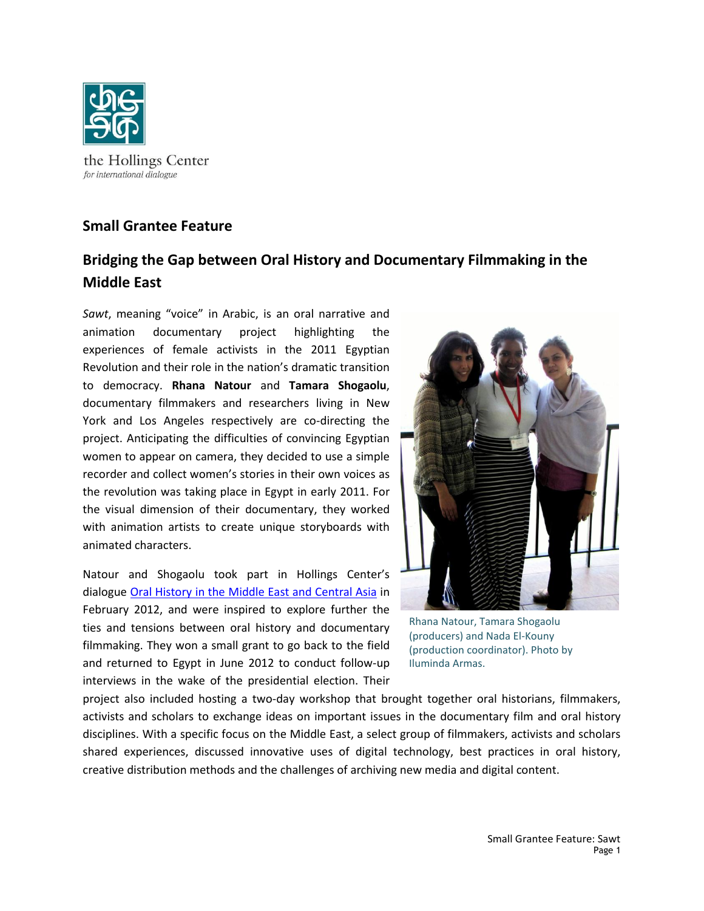the Hollings Center
*for international dialogue*

## Small Grantee Feature

## Bridging the Gap between Oral History and Documentary Filmmaking in the Middle East

*Sawt*, meaning "voice" in Arabic, is an oral narrative and animation documentary project highlighting the experiences of female activists in the 2011 Egyptian Revolution and their role in the nation's dramatic transition to democracy. **Rhana Natour** and **Tamara Shogaolu**, documentary filmmakers and researchers living in New York and Los Angeles respectively are co-directing the project. Anticipating the difficulties of convincing Egyptian women to appear on camera, they decided to use a simple recorder and collect women's stories in their own voices as the revolution was taking place in Egypt in early 2011. For the visual dimension of their documentary, they worked with animation artists to create unique storyboards with animated characters.

Rhana Natour, Tamara Shogaolu (producers) and Nada El-Kouny (production coordinator). Photo by Iluminda Armas.

Natour and Shogaolu took part in Hollings Center's dialogue Oral History in the Middle East and Central Asia in February 2012, and were inspired to explore further the ties and tensions between oral history and documentary filmmaking. They won a small grant to go back to the field and returned to Egypt in June 2012 to conduct follow-up interviews in the wake of the presidential election. Their project also included hosting a two-day workshop that brought together oral historians, filmmakers, activists and scholars to exchange ideas on important issues in the documentary film and oral history disciplines. With a specific focus on the Middle East, a select group of filmmakers, activists and scholars shared experiences, discussed innovative uses of digital technology, best practices in oral history, creative distribution methods and the challenges of archiving new media and digital content.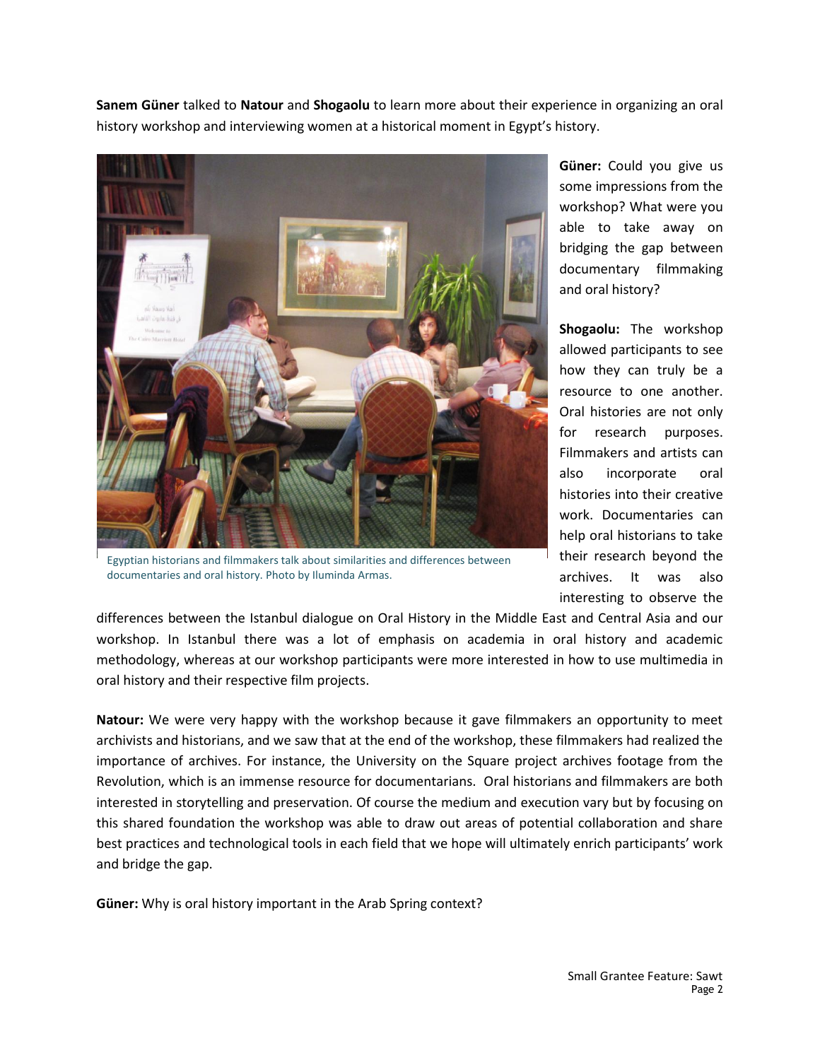**Sanem Güner** talked to **Natour** and **Shogaolu** to learn more about their experience in organizing an oral history workshop and interviewing women at a historical moment in Egypt's history.

Egyptian historians and filmmakers talk about similarities and differences between documentaries and oral history. Photo by Iluminda Armas.

**Güner:** Could you give us some impressions from the workshop? What were you able to take away on bridging the gap between documentary filmmaking and oral history?

**Shogaolu:** The workshop allowed participants to see how they can truly be a resource to one another. Oral histories are not only for research purposes. Filmmakers and artists can also incorporate oral histories into their creative work. Documentaries can help oral historians to take their research beyond the archives. It was also interesting to observe the differences between the Istanbul dialogue on Oral History in the Middle East and Central Asia and our workshop. In Istanbul there was a lot of emphasis on academia in oral history and academic methodology, whereas at our workshop participants were more interested in how to use multimedia in oral history and their respective film projects.

**Natour:** We were very happy with the workshop because it gave filmmakers an opportunity to meet archivists and historians, and we saw that at the end of the workshop, these filmmakers had realized the importance of archives. For instance, the University on the Square project archives footage from the Revolution, which is an immense resource for documentarians. Oral historians and filmmakers are both interested in storytelling and preservation. Of course the medium and execution vary but by focusing on this shared foundation the workshop was able to draw out areas of potential collaboration and share best practices and technological tools in each field that we hope will ultimately enrich participants' work and bridge the gap.

**Güner:** Why is oral history important in the Arab Spring context?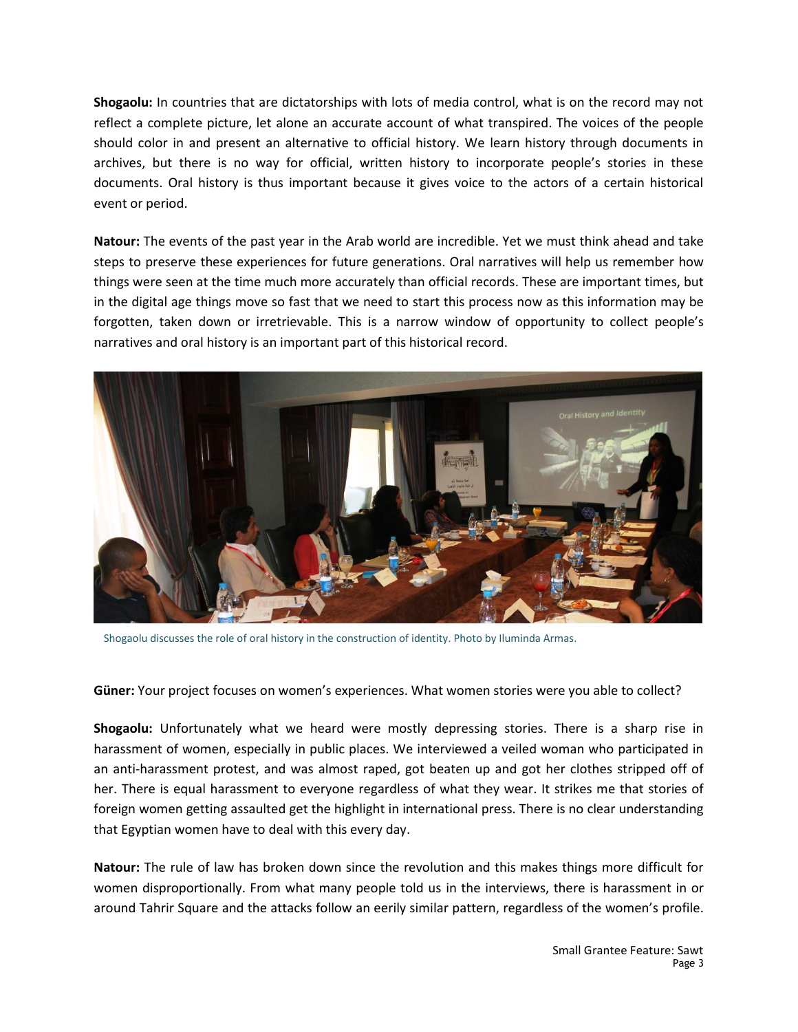**Shogaolu:** In countries that are dictatorships with lots of media control, what is on the record may not reflect a complete picture, let alone an accurate account of what transpired. The voices of the people should color in and present an alternative to official history. We learn history through documents in archives, but there is no way for official, written history to incorporate people's stories in these documents. Oral history is thus important because it gives voice to the actors of a certain historical event or period.

**Natour:** The events of the past year in the Arab world are incredible. Yet we must think ahead and take steps to preserve these experiences for future generations. Oral narratives will help us remember how things were seen at the time much more accurately than official records. These are important times, but in the digital age things move so fast that we need to start this process now as this information may be forgotten, taken down or irretrievable. This is a narrow window of opportunity to collect people's narratives and oral history is an important part of this historical record.

Shogaolu discusses the role of oral history in the construction of identity. Photo by Iluminda Armas.

**Güner:** Your project focuses on women's experiences. What women stories were you able to collect?

**Shogaolu:** Unfortunately what we heard were mostly depressing stories. There is a sharp rise in harassment of women, especially in public places. We interviewed a veiled woman who participated in an anti-harassment protest, and was almost raped, got beaten up and got her clothes stripped off of her. There is equal harassment to everyone regardless of what they wear. It strikes me that stories of foreign women getting assaulted get the highlight in international press. There is no clear understanding that Egyptian women have to deal with this every day.

**Natour:** The rule of law has broken down since the revolution and this makes things more difficult for women disproportionally. From what many people told us in the interviews, there is harassment in or around Tahrir Square and the attacks follow an eerily similar pattern, regardless of the women's profile.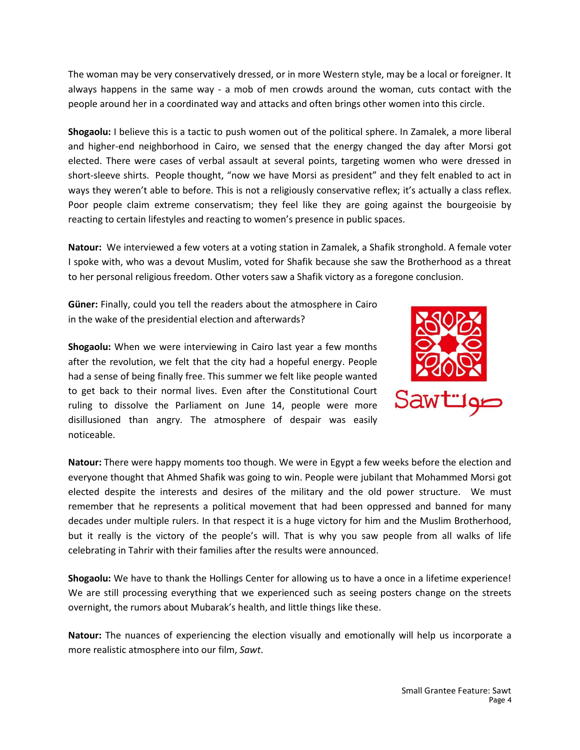The woman may be very conservatively dressed, or in more Western style, may be a local or foreigner. It always happens in the same way - a mob of men crowds around the woman, cuts contact with the people around her in a coordinated way and attacks and often brings other women into this circle.

**Shogaolu:** I believe this is a tactic to push women out of the political sphere. In Zamalek, a more liberal and higher-end neighborhood in Cairo, we sensed that the energy changed the day after Morsi got elected. There were cases of verbal assault at several points, targeting women who were dressed in short-sleeve shirts. People thought, "now we have Morsi as president" and they felt enabled to act in ways they weren't able to before. This is not a religiously conservative reflex; it's actually a class reflex. Poor people claim extreme conservatism; they feel like they are going against the bourgeoisie by reacting to certain lifestyles and reacting to women's presence in public spaces.

**Natour:** We interviewed a few voters at a voting station in Zamalek, a Shafik stronghold. A female voter I spoke with, who was a devout Muslim, voted for Shafik because she saw the Brotherhood as a threat to her personal religious freedom. Other voters saw a Shafik victory as a foregone conclusion.

**Güner:** Finally, could you tell the readers about the atmosphere in Cairo in the wake of the presidential election and afterwards?

**Shogaolu:** When we were interviewing in Cairo last year a few months after the revolution, we felt that the city had a hopeful energy. People had a sense of being finally free. This summer we felt like people wanted to get back to their normal lives. Even after the Constitutional Court ruling to dissolve the Parliament on June 14, people were more disillusioned than angry. The atmosphere of despair was easily noticeable.

**Natour:** There were happy moments too though. We were in Egypt a few weeks before the election and everyone thought that Ahmed Shafik was going to win. People were jubilant that Mohammed Morsi got elected despite the interests and desires of the military and the old power structure. We must remember that he represents a political movement that had been oppressed and banned for many decades under multiple rulers. In that respect it is a huge victory for him and the Muslim Brotherhood, but it really is the victory of the people's will. That is why you saw people from all walks of life celebrating in Tahrir with their families after the results were announced.

**Shogaolu:** We have to thank the Hollings Center for allowing us to have a once in a lifetime experience! We are still processing everything that we experienced such as seeing posters change on the streets overnight, the rumors about Mubarak's health, and little things like these.

**Natour:** The nuances of experiencing the election visually and emotionally will help us incorporate a more realistic atmosphere into our film, *Sawt*.